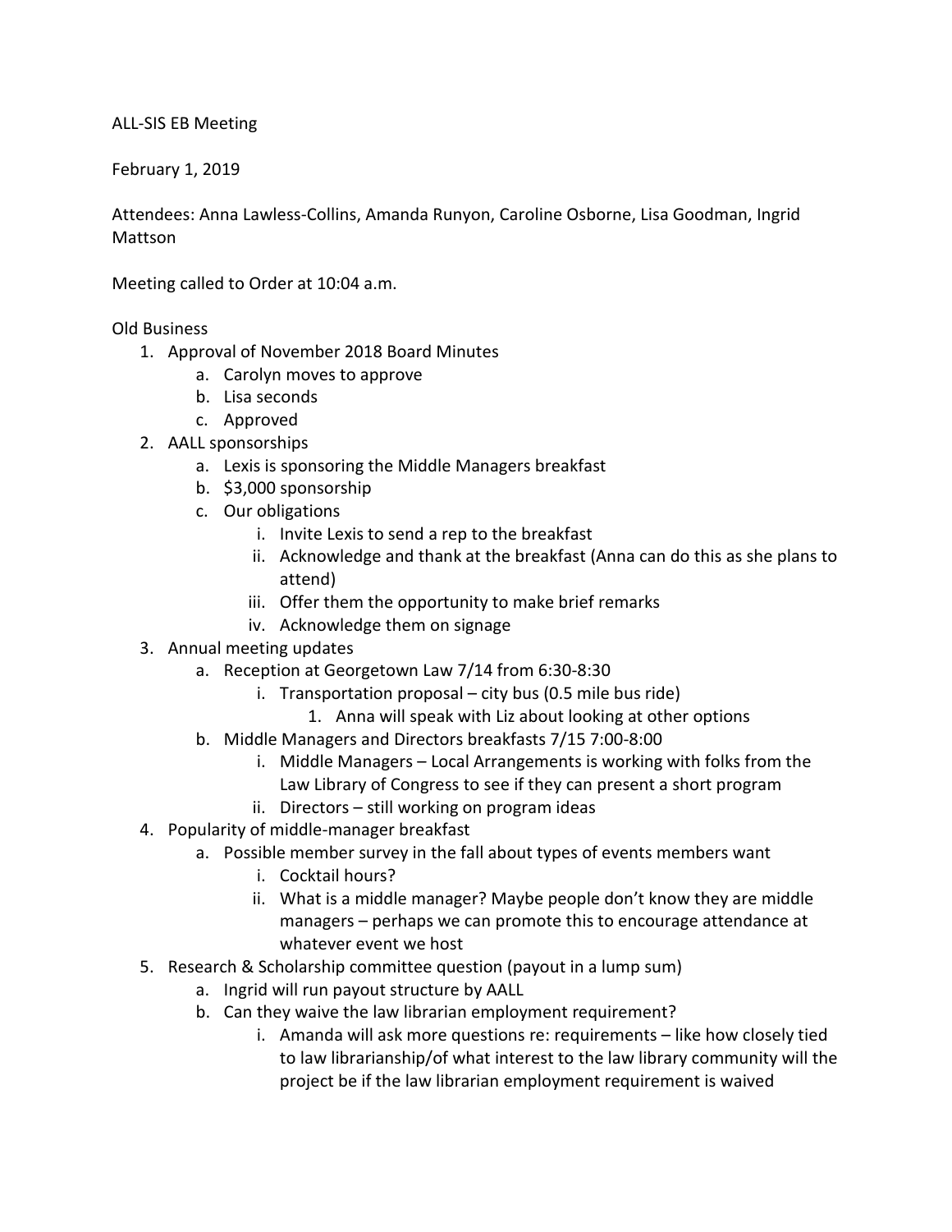ALL-SIS EB Meeting

February 1, 2019

Attendees: Anna Lawless-Collins, Amanda Runyon, Caroline Osborne, Lisa Goodman, Ingrid Mattson

Meeting called to Order at 10:04 a.m.

Old Business

1. Approval of November 2018 Board Minutes
   a. Carolyn moves to approve
   b. Lisa seconds
   c. Approved
2. AALL sponsorships
   a. Lexis is sponsoring the Middle Managers breakfast
   b. $3,000 sponsorship
   c. Our obligations
      i. Invite Lexis to send a rep to the breakfast
      ii. Acknowledge and thank at the breakfast (Anna can do this as she plans to attend)
      iii. Offer them the opportunity to make brief remarks
      iv. Acknowledge them on signage
3. Annual meeting updates
   a. Reception at Georgetown Law 7/14 from 6:30-8:30
      i. Transportation proposal – city bus (0.5 mile bus ride)
         1. Anna will speak with Liz about looking at other options
   b. Middle Managers and Directors breakfasts 7/15 7:00-8:00
      i. Middle Managers – Local Arrangements is working with folks from the Law Library of Congress to see if they can present a short program
      ii. Directors – still working on program ideas
4. Popularity of middle-manager breakfast
   a. Possible member survey in the fall about types of events members want
      i. Cocktail hours?
      ii. What is a middle manager? Maybe people don't know they are middle managers – perhaps we can promote this to encourage attendance at whatever event we host
5. Research & Scholarship committee question (payout in a lump sum)
   a. Ingrid will run payout structure by AALL
   b. Can they waive the law librarian employment requirement?
      i. Amanda will ask more questions re: requirements – like how closely tied to law librarianship/of what interest to the law library community will the project be if the law librarian employment requirement is waived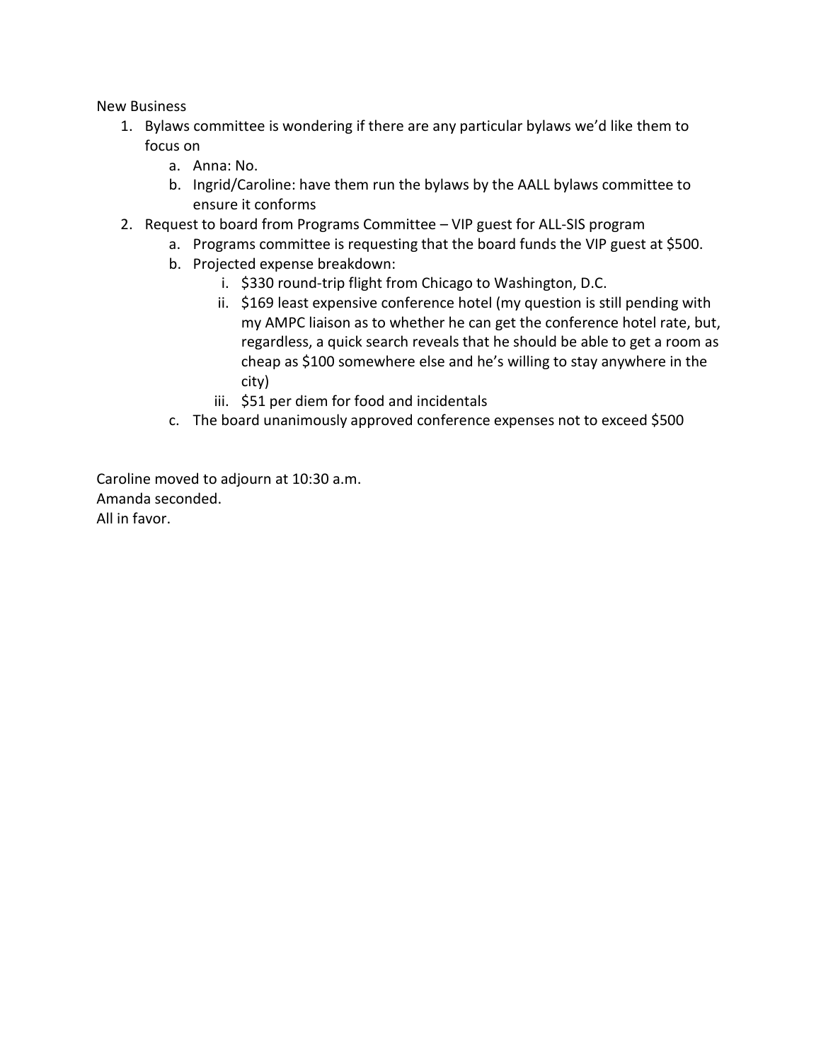New Business

1. Bylaws committee is wondering if there are any particular bylaws we'd like them to focus on
   a. Anna: No.
   b. Ingrid/Caroline: have them run the bylaws by the AALL bylaws committee to ensure it conforms
2. Request to board from Programs Committee – VIP guest for ALL-SIS program
   a. Programs committee is requesting that the board funds the VIP guest at $500.
   b. Projected expense breakdown:
      i. $330 round-trip flight from Chicago to Washington, D.C.
      ii. $169 least expensive conference hotel (my question is still pending with my AMPC liaison as to whether he can get the conference hotel rate, but, regardless, a quick search reveals that he should be able to get a room as cheap as $100 somewhere else and he's willing to stay anywhere in the city)
      iii. $51 per diem for food and incidentals
   c. The board unanimously approved conference expenses not to exceed $500

Caroline moved to adjourn at 10:30 a.m.
Amanda seconded.
All in favor.